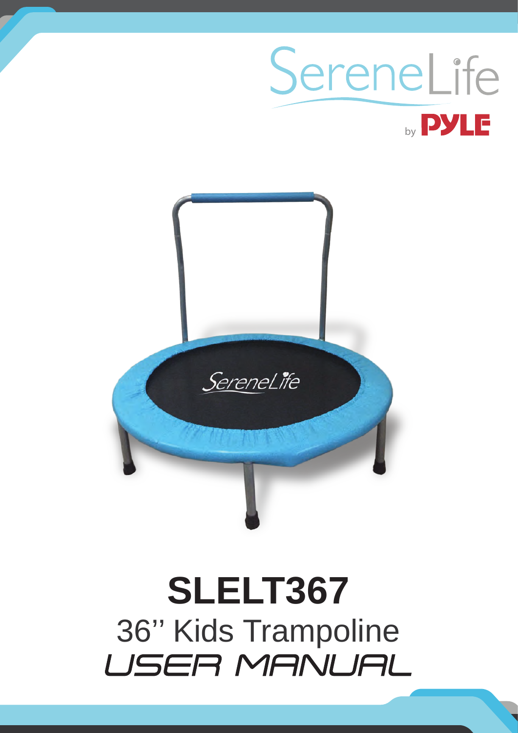SereneLife

by PYLE

# SLELT367

## 36'' Kids Trampoline

## USER MANUAL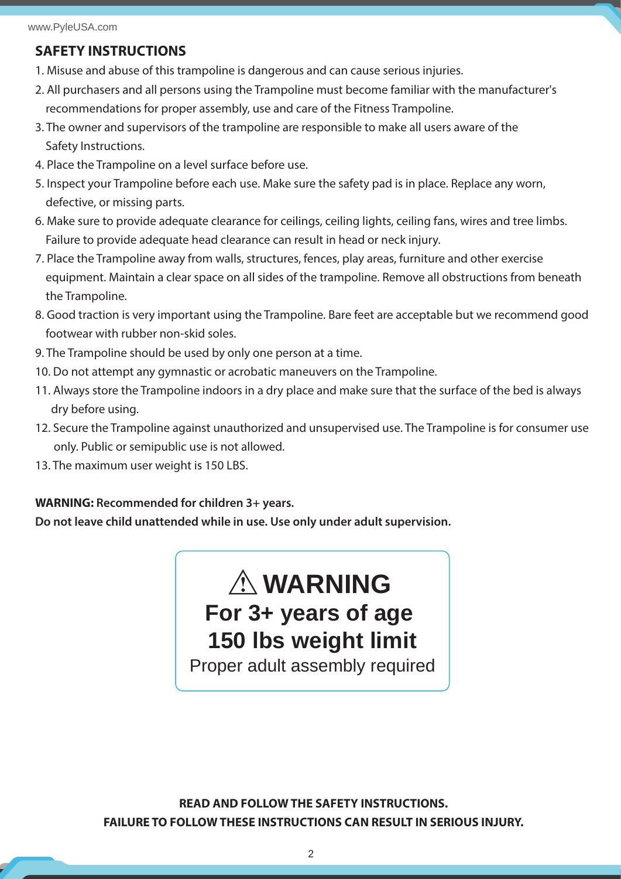## SAFETY INSTRUCTIONS

1. Misuse and abuse of this trampoline is dangerous and can cause serious injuries.
2. All purchasers and all persons using the Trampoline must become familiar with the manufacturer's recommendations for proper assembly, use and care of the Fitness Trampoline.
3. The owner and supervisors of the trampoline are responsible to make all users aware of the Safety Instructions.
4. Place the Trampoline on a level surface before use.
5. Inspect your Trampoline before each use. Make sure the safety pad is in place. Replace any worn, defective, or missing parts.
6. Make sure to provide adequate clearance for ceilings, ceiling lights, ceiling fans, wires and tree limbs. Failure to provide adequate head clearance can result in head or neck injury.
7. Place the Trampoline away from walls, structures, fences, play areas, furniture and other exercise equipment. Maintain a clear space on all sides of the trampoline. Remove all obstructions from beneath the Trampoline.
8. Good traction is very important using the Trampoline. Bare feet are acceptable but we recommend good footwear with rubber non-skid soles.
9. The Trampoline should be used by only one person at a time.
10. Do not attempt any gymnastic or acrobatic maneuvers on the Trampoline.
11. Always store the Trampoline indoors in a dry place and make sure that the surface of the bed is always dry before using.
12. Secure the Trampoline against unauthorized and unsupervised use. The Trampoline is for consumer use only. Public or semipublic use is not allowed.
13. The maximum user weight is 150 LBS.

**WARNING: Recommended for children 3+ years.**
**Do not leave child unattended while in use. Use only under adult supervision.**

**⚠ WARNING**
**For 3+ years of age**
**150 lbs weight limit**
Proper adult assembly required

**READ AND FOLLOW THE SAFETY INSTRUCTIONS.**
**FAILURE TO FOLLOW THESE INSTRUCTIONS CAN RESULT IN SERIOUS INJURY.**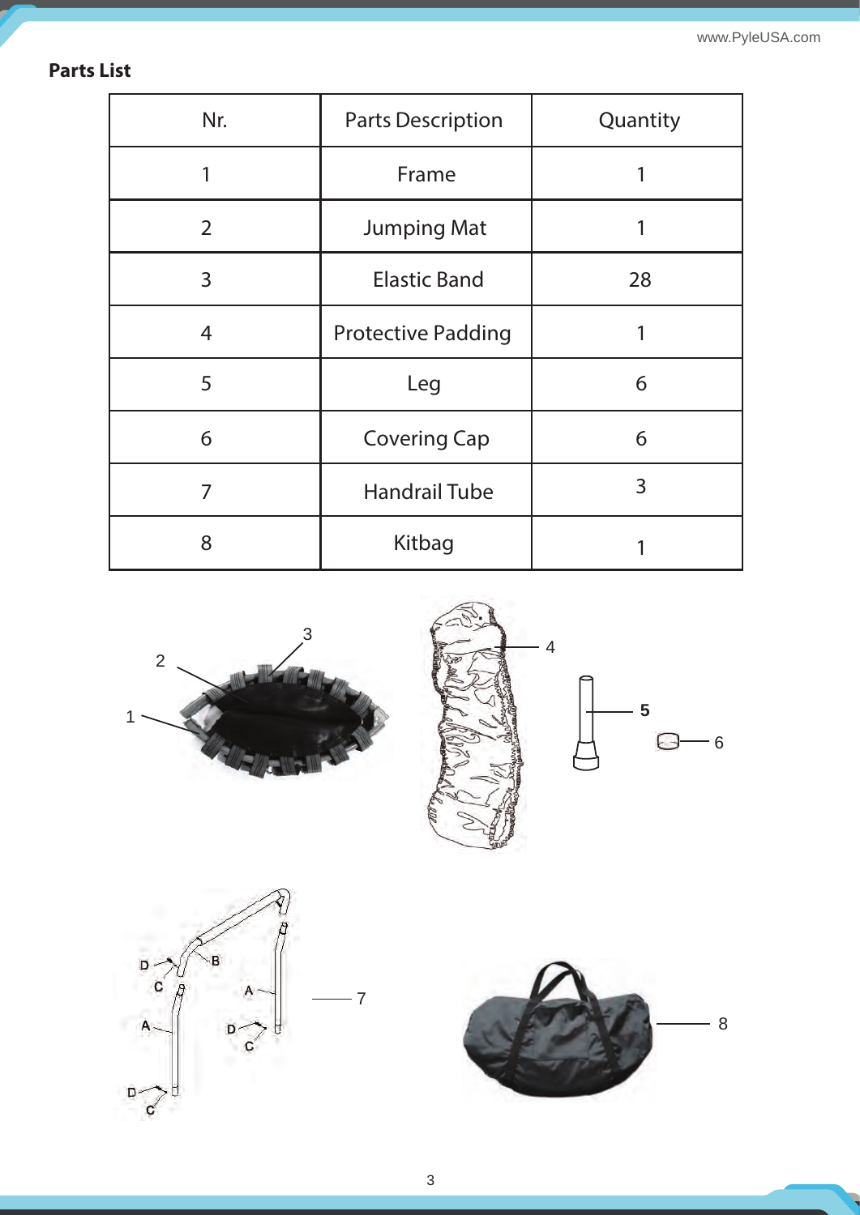## Parts List

| Nr. | Parts Description | Quantity |
|---|---|---|
| 1 | Frame | 1 |
| 2 | Jumping Mat | 1 |
| 3 | Elastic Band | 28 |
| 4 | Protective Padding | 1 |
| 5 | Leg | 6 |
| 6 | Covering Cap | 6 |
| 7 | Handrail Tube | 3 |
| 8 | Kitbag | 1 |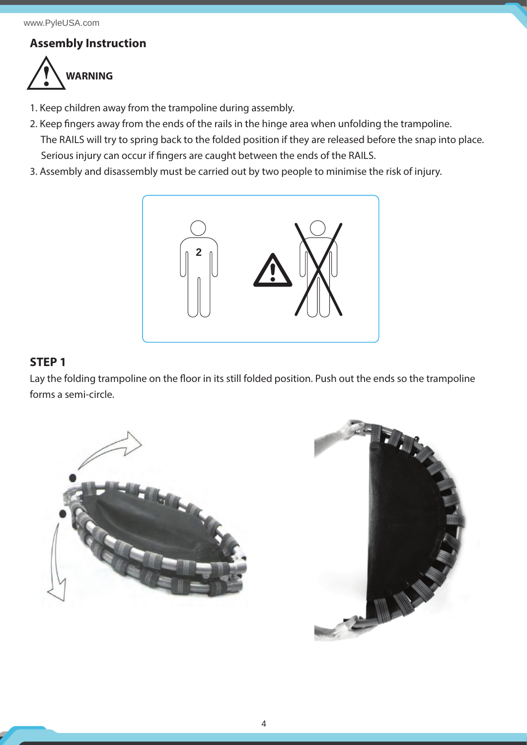## Assembly Instruction

**WARNING**

1. Keep children away from the trampoline during assembly.
2. Keep fingers away from the ends of the rails in the hinge area when unfolding the trampoline.
   The RAILS will try to spring back to the folded position if they are released before the snap into place.
   Serious injury can occur if fingers are caught between the ends of the RAILS.
3. Assembly and disassembly must be carried out by two people to minimise the risk of injury.

## STEP 1

Lay the folding trampoline on the floor in its still folded position. Push out the ends so the trampoline forms a semi-circle.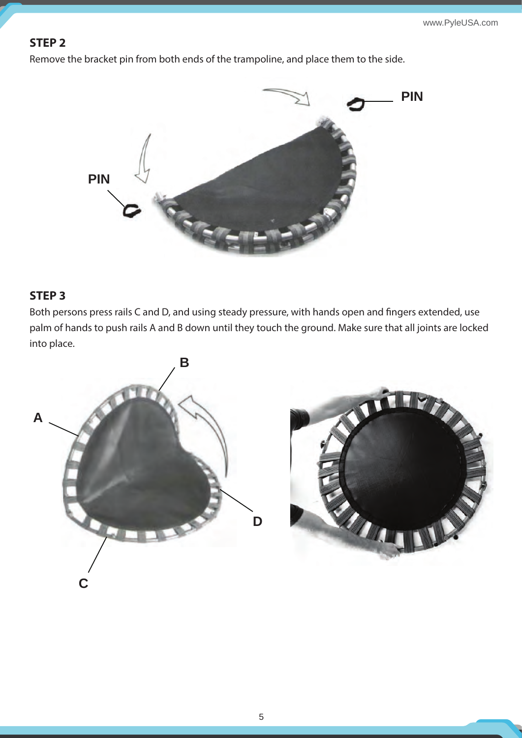## STEP 2

Remove the bracket pin from both ends of the trampoline, and place them to the side.

## STEP 3

Both persons press rails C and D, and using steady pressure, with hands open and fingers extended, use palm of hands to push rails A and B down until they touch the ground. Make sure that all joints are locked into place.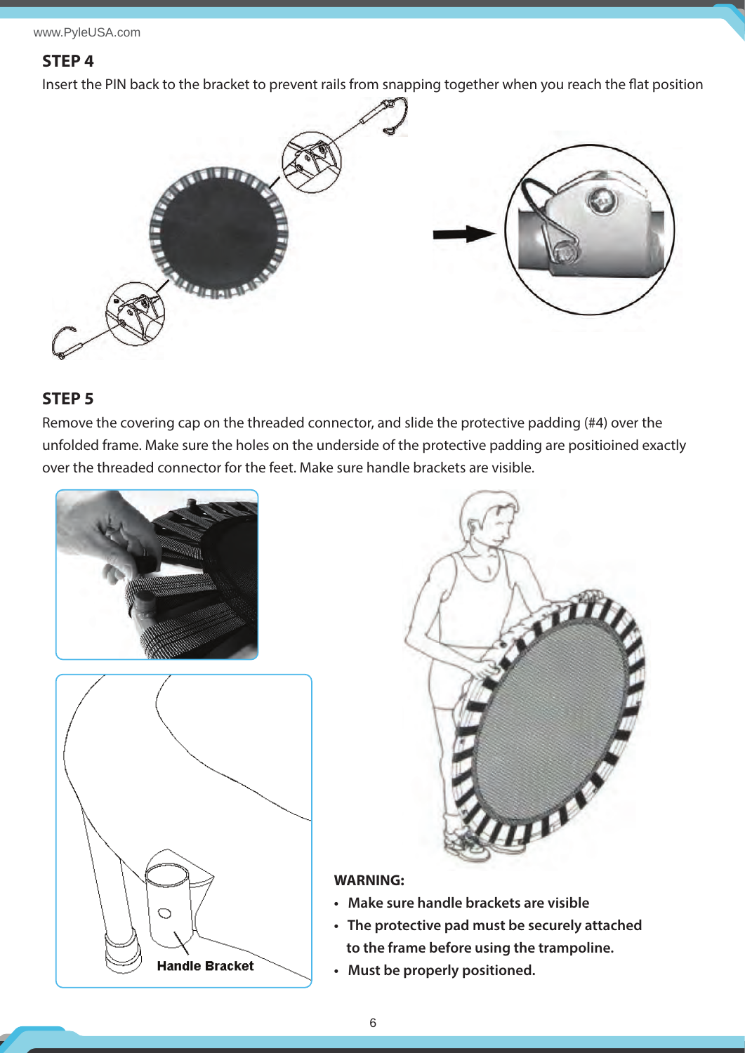## STEP 4

Insert the PIN back to the bracket to prevent rails from snapping together when you reach the flat position

## STEP 5

Remove the covering cap on the threaded connector, and slide the protective padding (#4) over the unfolded frame. Make sure the holes on the underside of the protective padding are positioined exactly over the threaded connector for the feet. Make sure handle brackets are visible.

Handle Bracket

**WARNING:**

- **Make sure handle brackets are visible**
- **The protective pad must be securely attached to the frame before using the trampoline.**
- **Must be properly positioned.**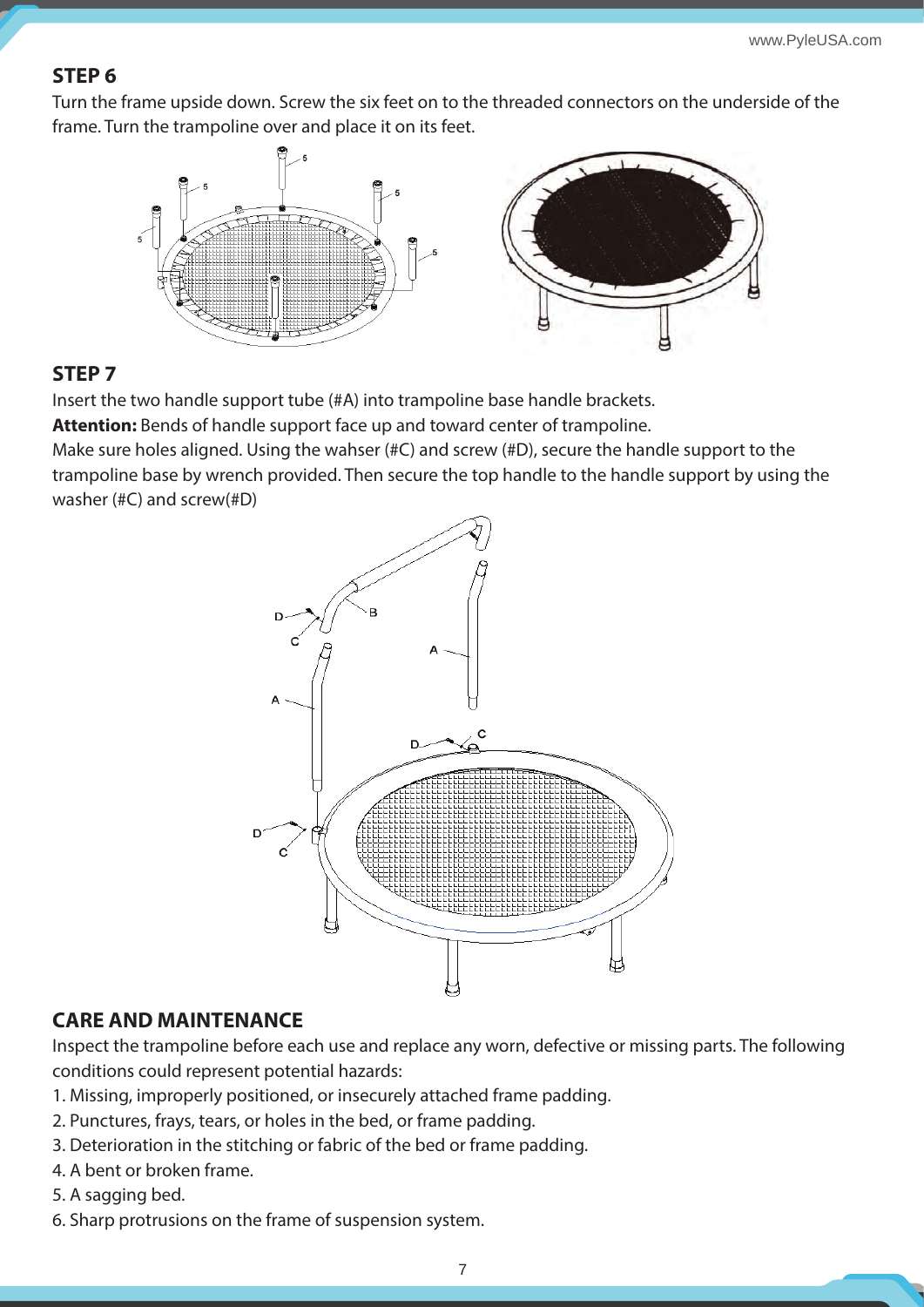## STEP 6

Turn the frame upside down. Screw the six feet on to the threaded connectors on the underside of the frame. Turn the trampoline over and place it on its feet.

## STEP 7

Insert the two handle support tube (#A) into trampoline base handle brackets.

**Attention:** Bends of handle support face up and toward center of trampoline.

Make sure holes aligned. Using the wahser (#C) and screw (#D), secure the handle support to the trampoline base by wrench provided. Then secure the top handle to the handle support by using the washer (#C) and screw(#D)

## CARE AND MAINTENANCE

Inspect the trampoline before each use and replace any worn, defective or missing parts. The following conditions could represent potential hazards:

1. Missing, improperly positioned, or insecurely attached frame padding.
2. Punctures, frays, tears, or holes in the bed, or frame padding.
3. Deterioration in the stitching or fabric of the bed or frame padding.
4. A bent or broken frame.
5. A sagging bed.
6. Sharp protrusions on the frame of suspension system.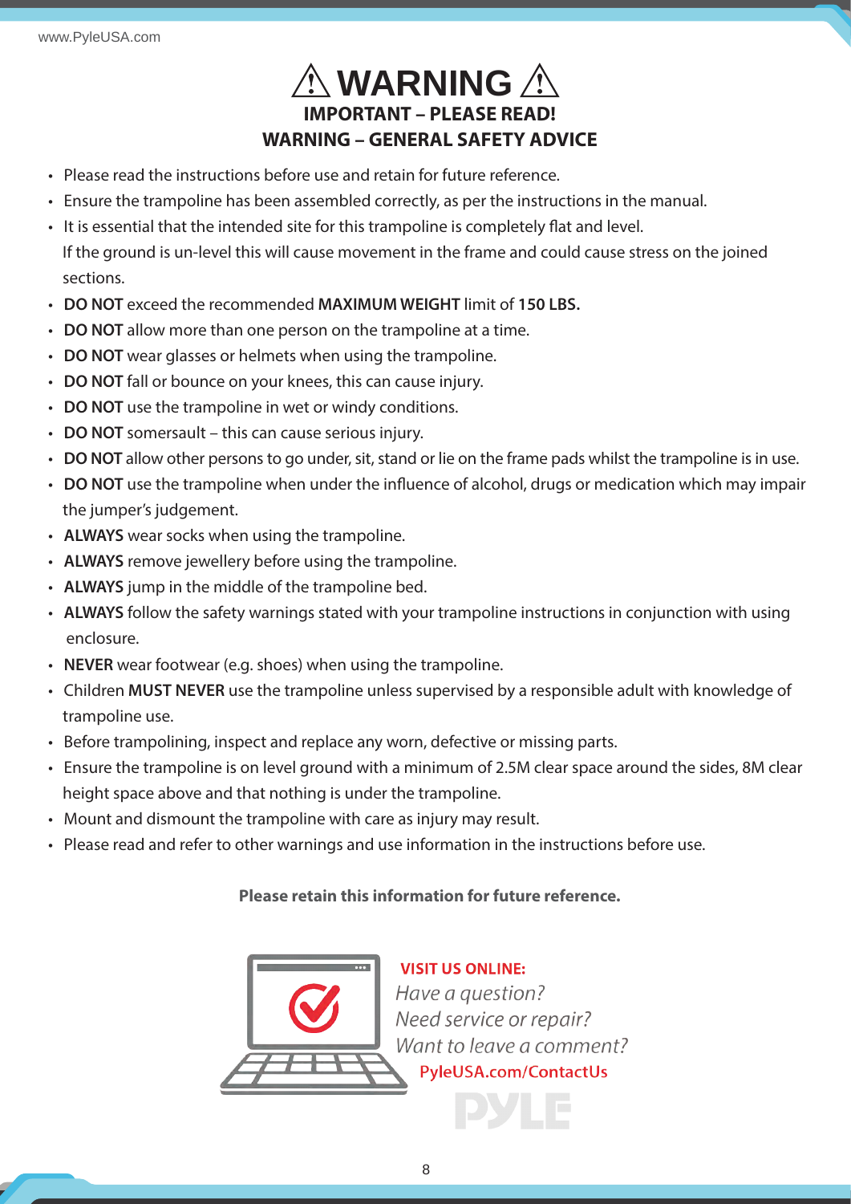# ⚠ WARNING ⚠

## IMPORTANT – PLEASE READ!

## WARNING – GENERAL SAFETY ADVICE

- Please read the instructions before use and retain for future reference.
- Ensure the trampoline has been assembled correctly, as per the instructions in the manual.
- It is essential that the intended site for this trampoline is completely flat and level. If the ground is un-level this will cause movement in the frame and could cause stress on the joined sections.
- **DO NOT** exceed the recommended **MAXIMUM WEIGHT** limit of **150 LBS.**
- **DO NOT** allow more than one person on the trampoline at a time.
- **DO NOT** wear glasses or helmets when using the trampoline.
- **DO NOT** fall or bounce on your knees, this can cause injury.
- **DO NOT** use the trampoline in wet or windy conditions.
- **DO NOT** somersault – this can cause serious injury.
- **DO NOT** allow other persons to go under, sit, stand or lie on the frame pads whilst the trampoline is in use.
- **DO NOT** use the trampoline when under the influence of alcohol, drugs or medication which may impair the jumper's judgement.
- **ALWAYS** wear socks when using the trampoline.
- **ALWAYS** remove jewellery before using the trampoline.
- **ALWAYS** jump in the middle of the trampoline bed.
- **ALWAYS** follow the safety warnings stated with your trampoline instructions in conjunction with using enclosure.
- **NEVER** wear footwear (e.g. shoes) when using the trampoline.
- Children **MUST NEVER** use the trampoline unless supervised by a responsible adult with knowledge of trampoline use.
- Before trampolining, inspect and replace any worn, defective or missing parts.
- Ensure the trampoline is on level ground with a minimum of 2.5M clear space around the sides, 8M clear height space above and that nothing is under the trampoline.
- Mount and dismount the trampoline with care as injury may result.
- Please read and refer to other warnings and use information in the instructions before use.

**Please retain this information for future reference.**

**VISIT US ONLINE:**

*Have a question?*
*Need service or repair?*
*Want to leave a comment?*

**PyleUSA.com/ContactUs**

PYLE